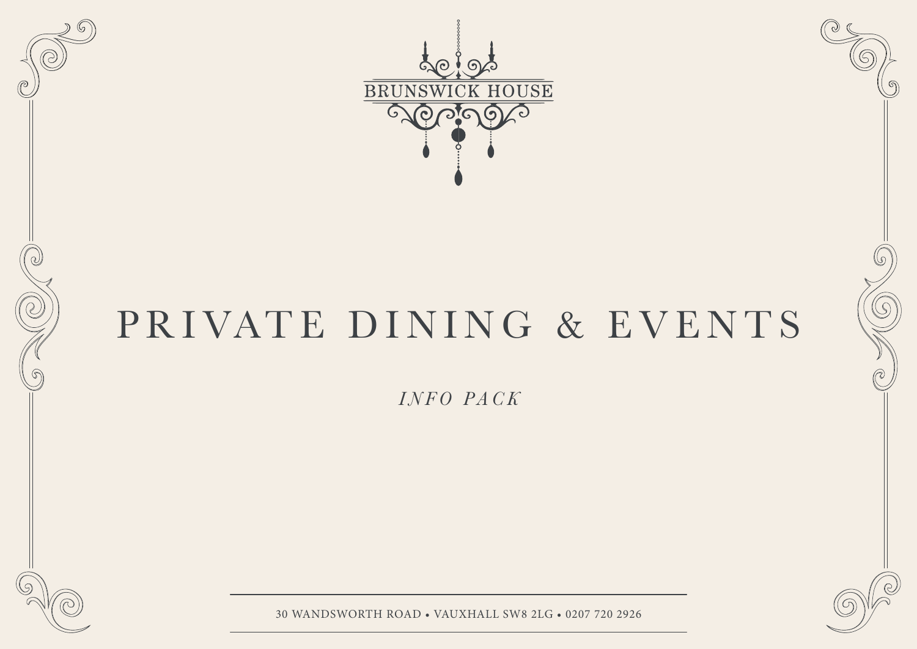BRUNSWICK HOUSE

# PRIVATE DINING & EVENTS

*INFO PACK*

30 WANDSWORTH ROAD • VAUXHALL SW8 2LG • 0207 720 2926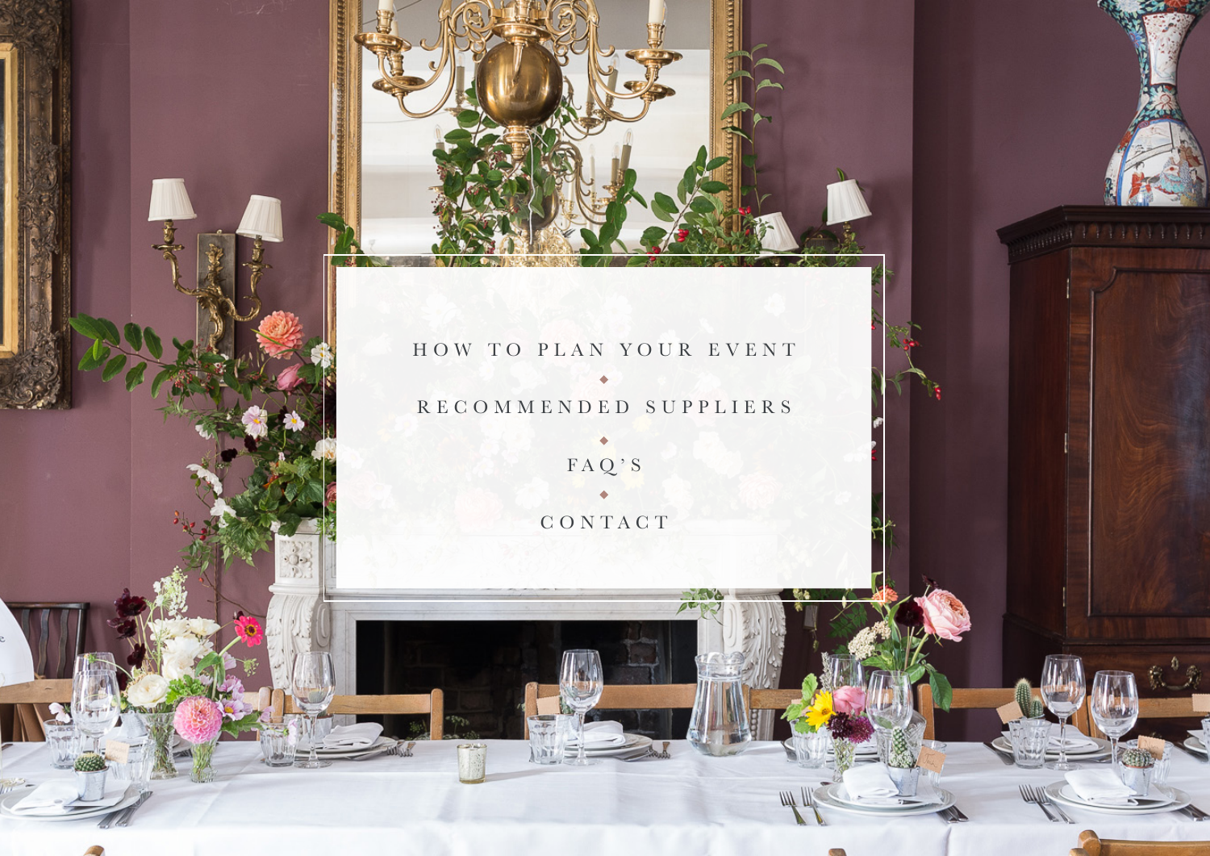HOW TO PLAN YOUR EVENT

RECOMMENDED SUPPLIERS

FAQ'S

CONTACT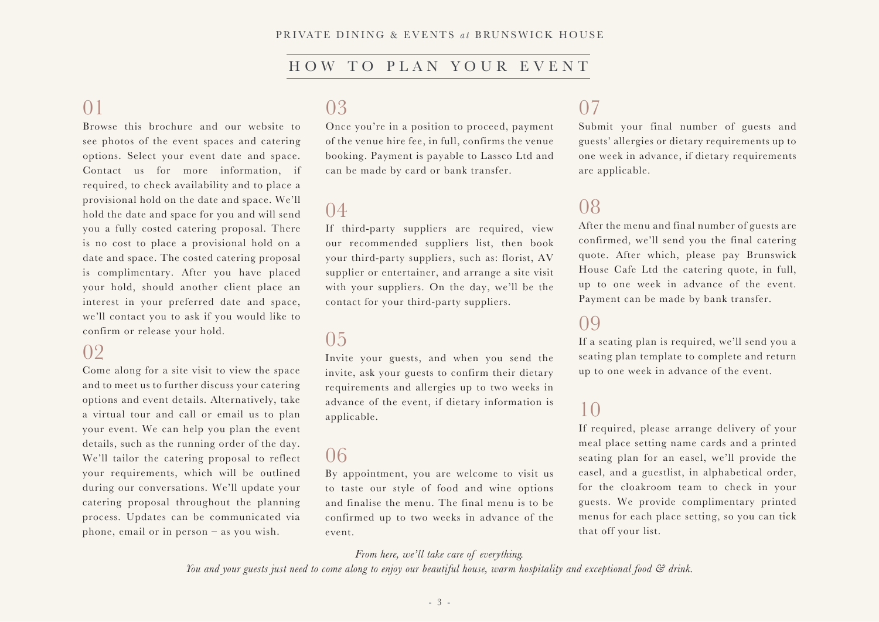# HOW TO PLAN YOUR EVENT

## 01

Browse this brochure and our website to see photos of the event spaces and catering options. Select your event date and space. Contact us for more information, if required, to check availability and to place a provisional hold on the date and space. We'll hold the date and space for you and will send you a fully costed catering proposal. There is no cost to place a provisional hold on a date and space. The costed catering proposal is complimentary. After you have placed your hold, should another client place an interest in your preferred date and space, we'll contact you to ask if you would like to confirm or release your hold.

## 02

Come along for a site visit to view the space and to meet us to further discuss your catering options and event details. Alternatively, take a virtual tour and call or email us to plan your event. We can help you plan the event details, such as the running order of the day. We'll tailor the catering proposal to reflect your requirements, which will be outlined during our conversations. We'll update your catering proposal throughout the planning process. Updates can be communicated via phone, email or in person – as you wish.

## 03

Once you're in a position to proceed, payment of the venue hire fee, in full, confirms the venue booking. Payment is payable to Lassco Ltd and can be made by card or bank transfer.

## 04

If third-party suppliers are required, view our recommended suppliers list, then book your third-party suppliers, such as: florist, AV supplier or entertainer, and arrange a site visit with your suppliers. On the day, we'll be the contact for your third-party suppliers.

## 05

Invite your guests, and when you send the invite, ask your guests to confirm their dietary requirements and allergies up to two weeks in advance of the event, if dietary information is applicable.

## 06

By appointment, you are welcome to visit us to taste our style of food and wine options and finalise the menu. The final menu is to be confirmed up to two weeks in advance of the event.

## 07

Submit your final number of guests and guests' allergies or dietary requirements up to one week in advance, if dietary requirements are applicable.

## 08

After the menu and final number of guests are confirmed, we'll send you the final catering quote. After which, please pay Brunswick House Cafe Ltd the catering quote, in full, up to one week in advance of the event. Payment can be made by bank transfer.

## 09

If a seating plan is required, we'll send you a seating plan template to complete and return up to one week in advance of the event.

## 10

If required, please arrange delivery of your meal place setting name cards and a printed seating plan for an easel, we'll provide the easel, and a guestlist, in alphabetical order, for the cloakroom team to check in your guests. We provide complimentary printed menus for each place setting, so you can tick that off your list.

*From here, we'll take care of everything.*
*You and your guests just need to come along to enjoy our beautiful house, warm hospitality and exceptional food & drink.*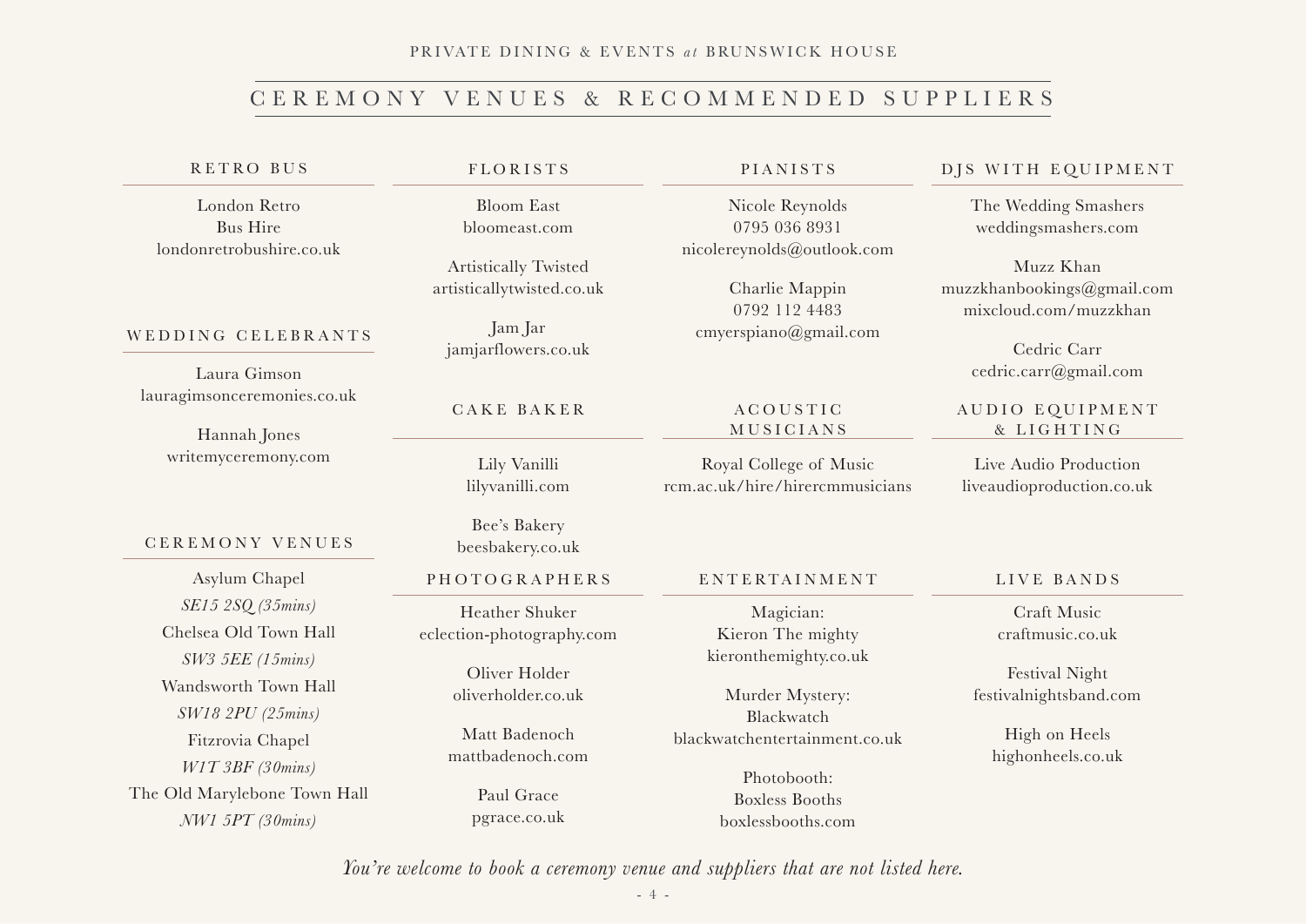PRIVATE DINING & EVENTS *at* BRUNSWICK HOUSE

# CEREMONY VENUES & RECOMMENDED SUPPLIERS

## RETRO BUS

London Retro Bus Hire
londonretrobushire.co.uk

## WEDDING CELEBRANTS

Laura Gimson
lauragimsonceremonies.co.uk

Hannah Jones
writemyceremony.com

## CEREMONY VENUES

Asylum Chapel
*SE15 2SQ (35mins)*

Chelsea Old Town Hall
*SW3 5EE (15mins)*

Wandsworth Town Hall
*SW18 2PU (25mins)*

Fitzrovia Chapel
*W1T 3BF (30mins)*

The Old Marylebone Town Hall
*NW1 5PT (30mins)*

## FLORISTS

Bloom East
bloomeast.com

Artistically Twisted
artisticallytwisted.co.uk

Jam Jar
jamjarflowers.co.uk

## CAKE BAKER

Lily Vanilli
lilyvanilli.com

Bee's Bakery
beesbakery.co.uk

## PHOTOGRAPHERS

Heather Shuker
eclection-photography.com

Oliver Holder
oliverholder.co.uk

Matt Badenoch
mattbadenoch.com

Paul Grace
pgrace.co.uk

## PIANISTS

Nicole Reynolds
0795 036 8931
nicolereynolds@outlook.com

Charlie Mappin
0792 112 4483
cmyerspiano@gmail.com

## ACOUSTIC MUSICIANS

Royal College of Music
rcm.ac.uk/hire/hirercmmusicians

## ENTERTAINMENT

Magician:
Kieron The mighty
kieronthemighty.co.uk

Murder Mystery:
Blackwatch
blackwatchentertainment.co.uk

Photobooth:
Boxless Booths
boxlessbooths.com

## DJS WITH EQUIPMENT

The Wedding Smashers
weddingsmashers.com

Muzz Khan
muzzkhanbookings@gmail.com
mixcloud.com/muzzkhan

Cedric Carr
cedric.carr@gmail.com

## AUDIO EQUIPMENT & LIGHTING

Live Audio Production
liveaudioproduction.co.uk

## LIVE BANDS

Craft Music
craftmusic.co.uk

Festival Night
festivalnightsband.com

High on Heels
highonheels.co.uk

*You're welcome to book a ceremony venue and suppliers that are not listed here.*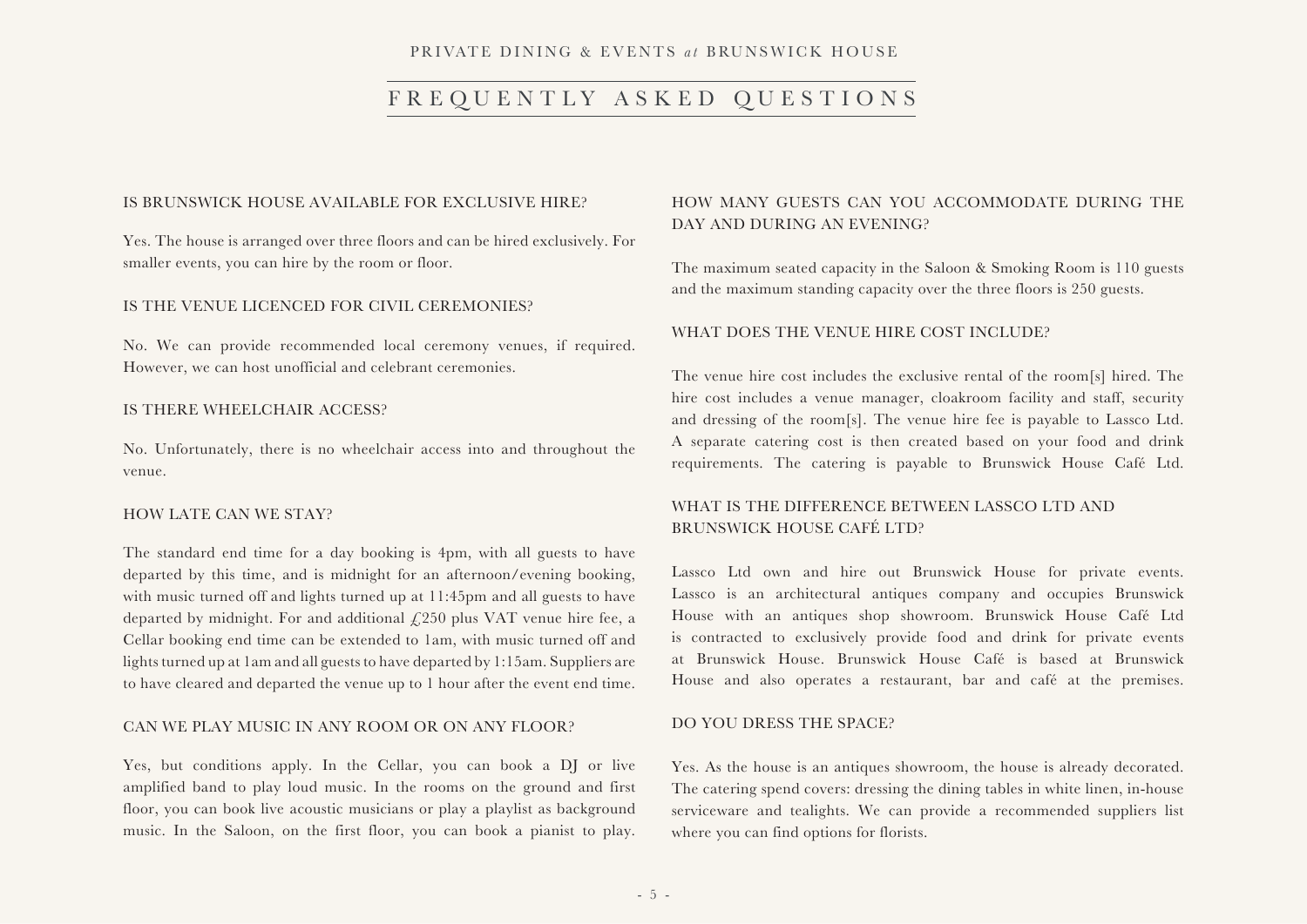# FREQUENTLY ASKED QUESTIONS

### IS BRUNSWICK HOUSE AVAILABLE FOR EXCLUSIVE HIRE?

Yes. The house is arranged over three floors and can be hired exclusively. For smaller events, you can hire by the room or floor.

### IS THE VENUE LICENCED FOR CIVIL CEREMONIES?

No. We can provide recommended local ceremony venues, if required. However, we can host unofficial and celebrant ceremonies.

### IS THERE WHEELCHAIR ACCESS?

No. Unfortunately, there is no wheelchair access into and throughout the venue.

### HOW LATE CAN WE STAY?

The standard end time for a day booking is 4pm, with all guests to have departed by this time, and is midnight for an afternoon/evening booking, with music turned off and lights turned up at 11:45pm and all guests to have departed by midnight. For and additional £250 plus VAT venue hire fee, a Cellar booking end time can be extended to 1am, with music turned off and lights turned up at 1am and all guests to have departed by 1:15am. Suppliers are to have cleared and departed the venue up to 1 hour after the event end time.

### CAN WE PLAY MUSIC IN ANY ROOM OR ON ANY FLOOR?

Yes, but conditions apply. In the Cellar, you can book a DJ or live amplified band to play loud music. In the rooms on the ground and first floor, you can book live acoustic musicians or play a playlist as background music. In the Saloon, on the first floor, you can book a pianist to play.

### HOW MANY GUESTS CAN YOU ACCOMMODATE DURING THE DAY AND DURING AN EVENING?

The maximum seated capacity in the Saloon & Smoking Room is 110 guests and the maximum standing capacity over the three floors is 250 guests.

### WHAT DOES THE VENUE HIRE COST INCLUDE?

The venue hire cost includes the exclusive rental of the room[s] hired. The hire cost includes a venue manager, cloakroom facility and staff, security and dressing of the room[s]. The venue hire fee is payable to Lassco Ltd. A separate catering cost is then created based on your food and drink requirements. The catering is payable to Brunswick House Café Ltd.

### WHAT IS THE DIFFERENCE BETWEEN LASSCO LTD AND BRUNSWICK HOUSE CAFÉ LTD?

Lassco Ltd own and hire out Brunswick House for private events. Lassco is an architectural antiques company and occupies Brunswick House with an antiques shop showroom. Brunswick House Café Ltd is contracted to exclusively provide food and drink for private events at Brunswick House. Brunswick House Café is based at Brunswick House and also operates a restaurant, bar and café at the premises.

### DO YOU DRESS THE SPACE?

Yes. As the house is an antiques showroom, the house is already decorated. The catering spend covers: dressing the dining tables in white linen, in-house serviceware and tealights. We can provide a recommended suppliers list where you can find options for florists.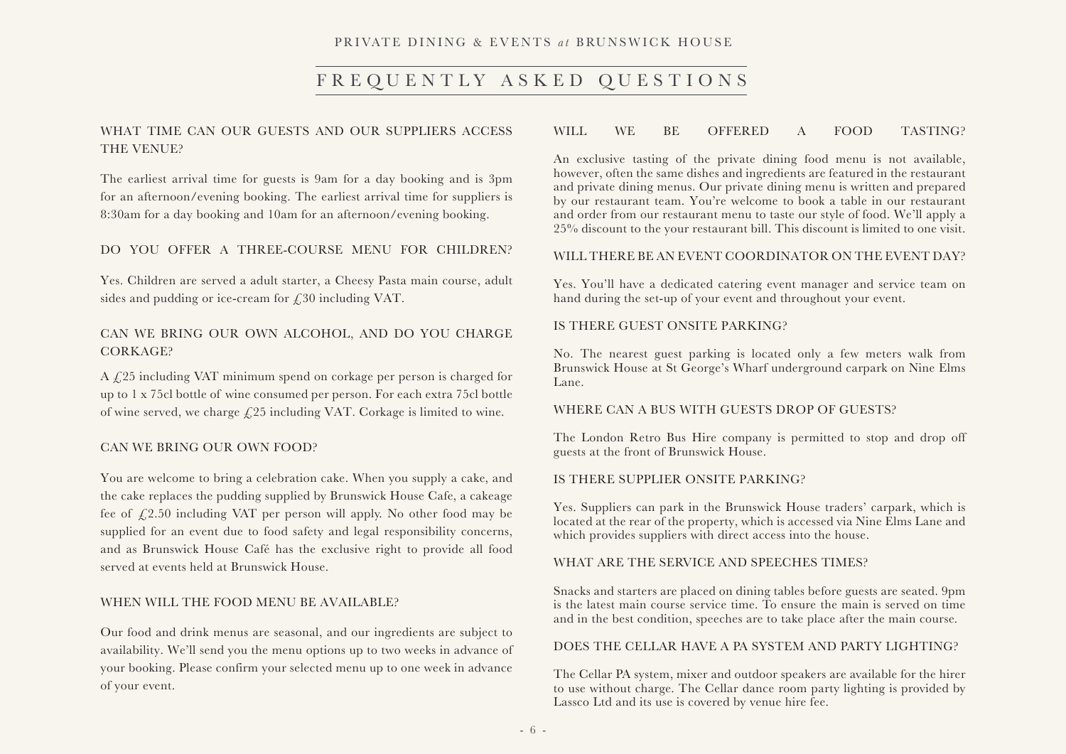# FREQUENTLY ASKED QUESTIONS

### WHAT TIME CAN OUR GUESTS AND OUR SUPPLIERS ACCESS THE VENUE?

The earliest arrival time for guests is 9am for a day booking and is 3pm for an afternoon/evening booking. The earliest arrival time for suppliers is 8:30am for a day booking and 10am for an afternoon/evening booking.

### DO YOU OFFER A THREE-COURSE MENU FOR CHILDREN?

Yes. Children are served a adult starter, a Cheesy Pasta main course, adult sides and pudding or ice-cream for £30 including VAT.

### CAN WE BRING OUR OWN ALCOHOL, AND DO YOU CHARGE CORKAGE?

A £25 including VAT minimum spend on corkage per person is charged for up to 1 x 75cl bottle of wine consumed per person. For each extra 75cl bottle of wine served, we charge £25 including VAT. Corkage is limited to wine.

### CAN WE BRING OUR OWN FOOD?

You are welcome to bring a celebration cake. When you supply a cake, and the cake replaces the pudding supplied by Brunswick House Cafe, a cakeage fee of £2.50 including VAT per person will apply. No other food may be supplied for an event due to food safety and legal responsibility concerns, and as Brunswick House Café has the exclusive right to provide all food served at events held at Brunswick House.

### WHEN WILL THE FOOD MENU BE AVAILABLE?

Our food and drink menus are seasonal, and our ingredients are subject to availability. We'll send you the menu options up to two weeks in advance of your booking. Please confirm your selected menu up to one week in advance of your event.

### WILL WE BE OFFERED A FOOD TASTING?

An exclusive tasting of the private dining food menu is not available, however, often the same dishes and ingredients are featured in the restaurant and private dining menus. Our private dining menu is written and prepared by our restaurant team. You're welcome to book a table in our restaurant and order from our restaurant menu to taste our style of food. We'll apply a 25% discount to the your restaurant bill. This discount is limited to one visit.

### WILL THERE BE AN EVENT COORDINATOR ON THE EVENT DAY?

Yes. You'll have a dedicated catering event manager and service team on hand during the set-up of your event and throughout your event.

### IS THERE GUEST ONSITE PARKING?

No. The nearest guest parking is located only a few meters walk from Brunswick House at St George's Wharf underground carpark on Nine Elms Lane.

### WHERE CAN A BUS WITH GUESTS DROP OF GUESTS?

The London Retro Bus Hire company is permitted to stop and drop off guests at the front of Brunswick House.

### IS THERE SUPPLIER ONSITE PARKING?

Yes. Suppliers can park in the Brunswick House traders' carpark, which is located at the rear of the property, which is accessed via Nine Elms Lane and which provides suppliers with direct access into the house.

### WHAT ARE THE SERVICE AND SPEECHES TIMES?

Snacks and starters are placed on dining tables before guests are seated. 9pm is the latest main course service time. To ensure the main is served on time and in the best condition, speeches are to take place after the main course.

### DOES THE CELLAR HAVE A PA SYSTEM AND PARTY LIGHTING?

The Cellar PA system, mixer and outdoor speakers are available for the hirer to use without charge. The Cellar dance room party lighting is provided by Lassco Ltd and its use is covered by venue hire fee.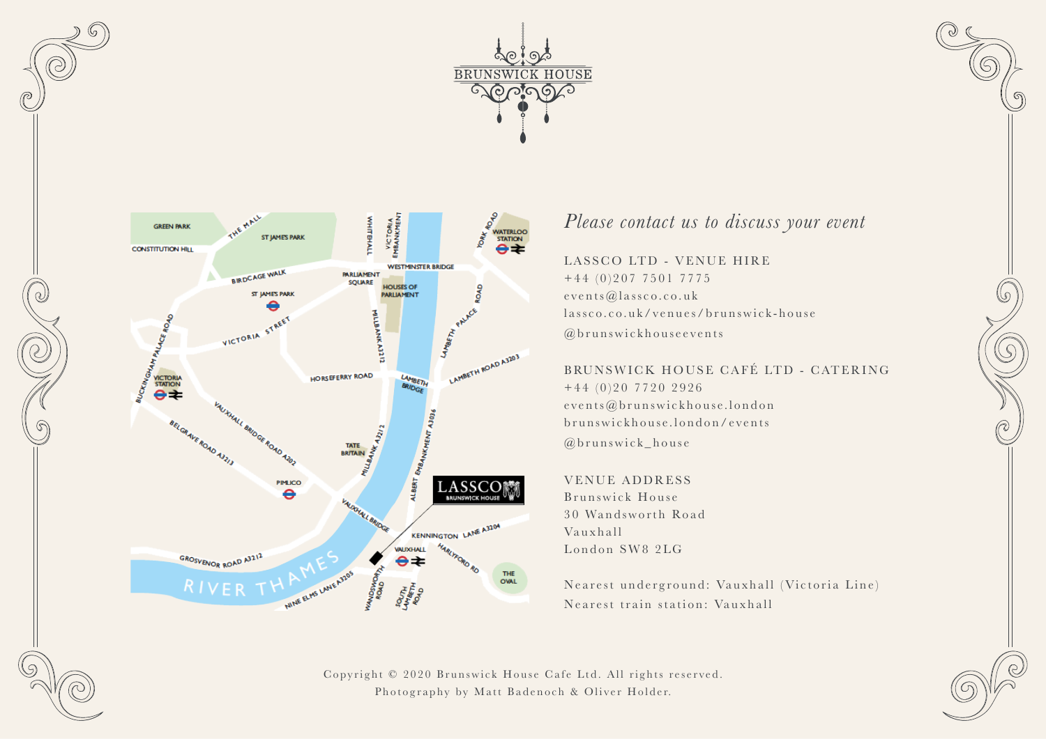BRUNSWICK HOUSE

GREEN PARK
THE MALL
ST JAMES PARK
CONSTITUTION HILL
BIRDCAGE WALK
ST JAMES PARK
WHITEHALL
VICTORIA EMBANKMENT
WESTMINSTER BRIDGE
PARLIAMENT SQUARE
HOUSES OF PARLIAMENT
YORK ROAD
WATERLOO STATION
LAMBETH PALACE ROAD
VICTORIA STREET
BUCKINGHAM PALACE ROAD
VICTORIA STATION
MILLBANK A3212
HORSEFERRY ROAD
LAMBETH BRIDGE
LAMBETH ROAD A3203
VAUXHALL BRIDGE ROAD A202
BELGRAVE ROAD A3213
TATE BRITAIN
MILLBANK A3212
ALBERT EMBANKMENT A3036
PIMLICO
LASSCO BRUNSWICK HOUSE
VAUXHALL BRIDGE
KENNINGTON LANE A3204
HARLEYFORD RD
VAUXHALL
THE OVAL
GROSVENOR ROAD A3212
RIVER THAMES
NINE ELMS LANE A3205
WANDSWORTH ROAD
SOUTH LAMBETH ROAD

*Please contact us to discuss your event*

LASSCO LTD - VENUE HIRE
+44 (0)207 7501 7775
events@lassco.co.uk
lassco.co.uk/venues/brunswick-house
@brunswickhouseevents

BRUNSWICK HOUSE CAFÉ LTD - CATERING
+44 (0)20 7720 2926
events@brunswickhouse.london
brunswickhouse.london/events
@brunswick_house

VENUE ADDRESS
Brunswick House
30 Wandsworth Road
Vauxhall
London SW8 2LG

Nearest underground: Vauxhall (Victoria Line)
Nearest train station: Vauxhall

Copyright © 2020 Brunswick House Cafe Ltd. All rights reserved.
Photography by Matt Badenoch & Oliver Holder.